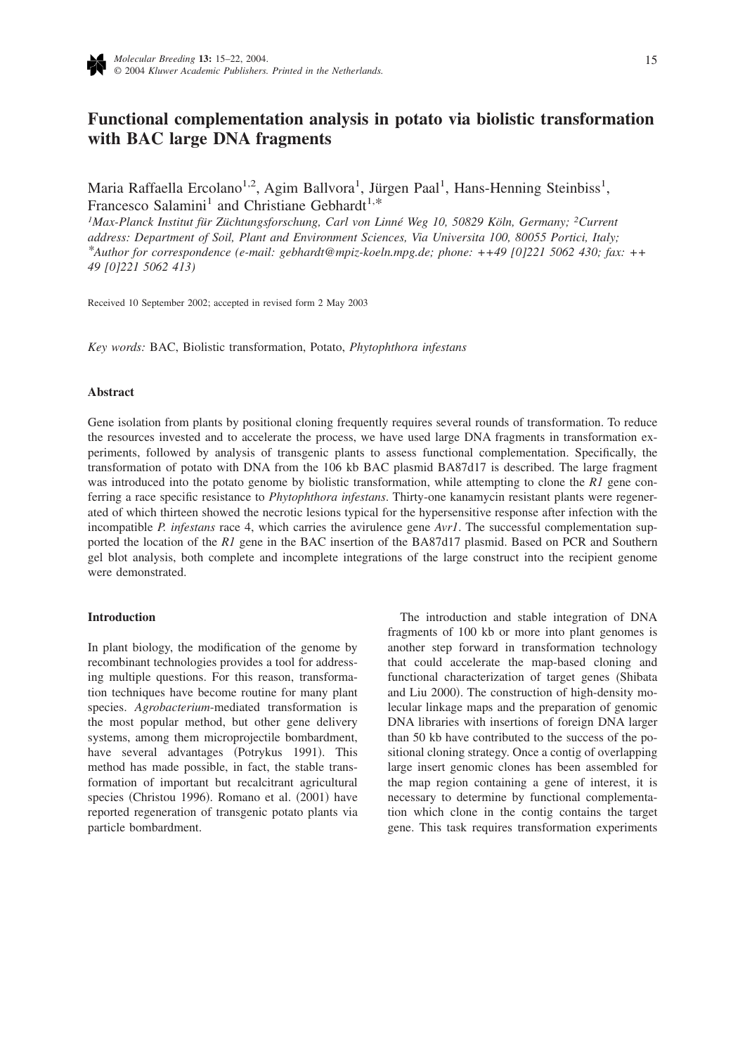# Functional complementation analysis in potato via biolistic transformation with BAC large DNA fragments

Maria Raffaella Ercolano[1,2], Agim Ballvora[1], Jürgen Paal[1], Hans-Henning Steinbiss[1], Francesco Salamini[1] and Christiane Gebhardt[1,*]

[1]*Max-Planck Institut für Züchtungsforschung, Carl von Linné Weg 10, 50829 Köln, Germany;* [2]*Current address: Department of Soil, Plant and Environment Sciences, Via Universita 100, 80055 Portici, Italy;* [*]*Author for correspondence (e-mail: gebhardt@mpiz-koeln.mpg.de; phone: ++49 [0]221 5062 430; fax: ++ 49 [0]221 5062 413)*

Received 10 September 2002; accepted in revised form 2 May 2003

*Key words:* BAC, Biolistic transformation, Potato, *Phytophthora infestans*

## Abstract

Gene isolation from plants by positional cloning frequently requires several rounds of transformation. To reduce the resources invested and to accelerate the process, we have used large DNA fragments in transformation experiments, followed by analysis of transgenic plants to assess functional complementation. Specifically, the transformation of potato with DNA from the 106 kb BAC plasmid BA87d17 is described. The large fragment was introduced into the potato genome by biolistic transformation, while attempting to clone the *R1* gene conferring a race specific resistance to *Phytophthora infestans*. Thirty-one kanamycin resistant plants were regenerated of which thirteen showed the necrotic lesions typical for the hypersensitive response after infection with the incompatible *P. infestans* race 4, which carries the avirulence gene *Avr1*. The successful complementation supported the location of the *R1* gene in the BAC insertion of the BA87d17 plasmid. Based on PCR and Southern gel blot analysis, both complete and incomplete integrations of the large construct into the recipient genome were demonstrated.

## Introduction

In plant biology, the modification of the genome by recombinant technologies provides a tool for addressing multiple questions. For this reason, transformation techniques have become routine for many plant species. *Agrobacterium*-mediated transformation is the most popular method, but other gene delivery systems, among them microprojectile bombardment, have several advantages (Potrykus 1991). This method has made possible, in fact, the stable transformation of important but recalcitrant agricultural species (Christou 1996). Romano et al. (2001) have reported regeneration of transgenic potato plants via particle bombardment.

The introduction and stable integration of DNA fragments of 100 kb or more into plant genomes is another step forward in transformation technology that could accelerate the map-based cloning and functional characterization of target genes (Shibata and Liu 2000). The construction of high-density molecular linkage maps and the preparation of genomic DNA libraries with insertions of foreign DNA larger than 50 kb have contributed to the success of the positional cloning strategy. Once a contig of overlapping large insert genomic clones has been assembled for the map region containing a gene of interest, it is necessary to determine by functional complementation which clone in the contig contains the target gene. This task requires transformation experiments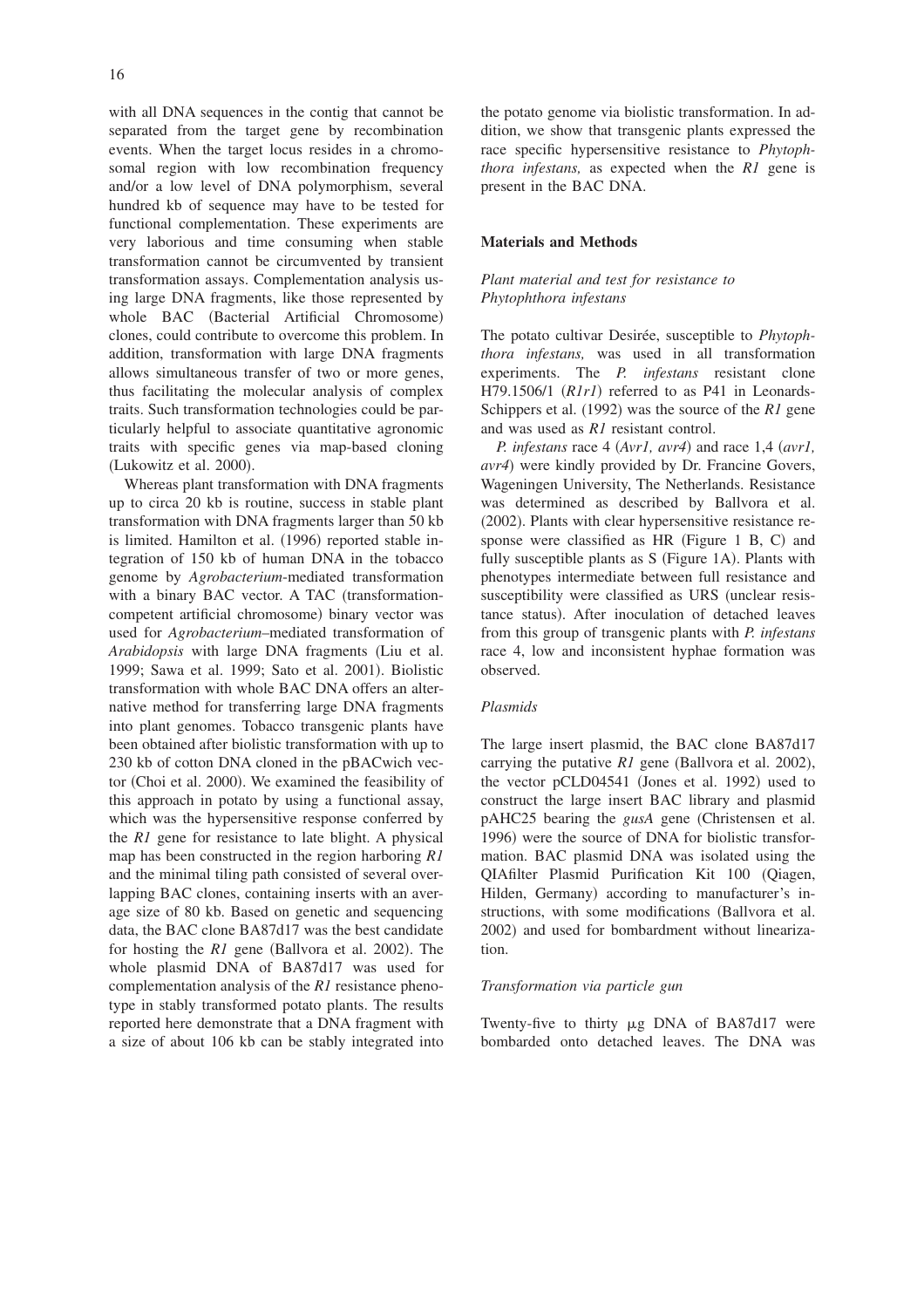with all DNA sequences in the contig that cannot be separated from the target gene by recombination events. When the target locus resides in a chromosomal region with low recombination frequency and/or a low level of DNA polymorphism, several hundred kb of sequence may have to be tested for functional complementation. These experiments are very laborious and time consuming when stable transformation cannot be circumvented by transient transformation assays. Complementation analysis using large DNA fragments, like those represented by whole BAC (Bacterial Artificial Chromosome) clones, could contribute to overcome this problem. In addition, transformation with large DNA fragments allows simultaneous transfer of two or more genes, thus facilitating the molecular analysis of complex traits. Such transformation technologies could be particularly helpful to associate quantitative agronomic traits with specific genes via map-based cloning (Lukowitz et al. 2000).

Whereas plant transformation with DNA fragments up to circa 20 kb is routine, success in stable plant transformation with DNA fragments larger than 50 kb is limited. Hamilton et al. (1996) reported stable integration of 150 kb of human DNA in the tobacco genome by *Agrobacterium*-mediated transformation with a binary BAC vector. A TAC (transformation-competent artificial chromosome) binary vector was used for *Agrobacterium*–mediated transformation of *Arabidopsis* with large DNA fragments (Liu et al. 1999; Sawa et al. 1999; Sato et al. 2001). Biolistic transformation with whole BAC DNA offers an alternative method for transferring large DNA fragments into plant genomes. Tobacco transgenic plants have been obtained after biolistic transformation with up to 230 kb of cotton DNA cloned in the pBACwich vector (Choi et al. 2000). We examined the feasibility of this approach in potato by using a functional assay, which was the hypersensitive response conferred by the *R1* gene for resistance to late blight. A physical map has been constructed in the region harboring *R1* and the minimal tiling path consisted of several overlapping BAC clones, containing inserts with an average size of 80 kb. Based on genetic and sequencing data, the BAC clone BA87d17 was the best candidate for hosting the *R1* gene (Ballvora et al. 2002). The whole plasmid DNA of BA87d17 was used for complementation analysis of the *R1* resistance phenotype in stably transformed potato plants. The results reported here demonstrate that a DNA fragment with a size of about 106 kb can be stably integrated into the potato genome via biolistic transformation. In addition, we show that transgenic plants expressed the race specific hypersensitive resistance to *Phytophthora infestans,* as expected when the *R1* gene is present in the BAC DNA.

## Materials and Methods

### *Plant material and test for resistance to Phytophthora infestans*

The potato cultivar Desirée, susceptible to *Phytophthora infestans,* was used in all transformation experiments. The *P. infestans* resistant clone H79.1506/1 (*R1r1*) referred to as P41 in Leonards-Schippers et al. (1992) was the source of the *R1* gene and was used as *R1* resistant control.

*P. infestans* race 4 (*Avr1, avr4*) and race 1,4 (*avr1, avr4*) were kindly provided by Dr. Francine Govers, Wageningen University, The Netherlands. Resistance was determined as described by Ballvora et al. (2002). Plants with clear hypersensitive resistance response were classified as HR (Figure 1 B, C) and fully susceptible plants as S (Figure 1A). Plants with phenotypes intermediate between full resistance and susceptibility were classified as URS (unclear resistance status). After inoculation of detached leaves from this group of transgenic plants with *P. infestans* race 4, low and inconsistent hyphae formation was observed.

### *Plasmids*

The large insert plasmid, the BAC clone BA87d17 carrying the putative *R1* gene (Ballvora et al. 2002), the vector pCLD04541 (Jones et al. 1992) used to construct the large insert BAC library and plasmid pAHC25 bearing the *gusA* gene (Christensen et al. 1996) were the source of DNA for biolistic transformation. BAC plasmid DNA was isolated using the QIAfilter Plasmid Purification Kit 100 (Qiagen, Hilden, Germany) according to manufacturer's instructions, with some modifications (Ballvora et al. 2002) and used for bombardment without linearization.

### *Transformation via particle gun*

Twenty-five to thirty μg DNA of BA87d17 were bombarded onto detached leaves. The DNA was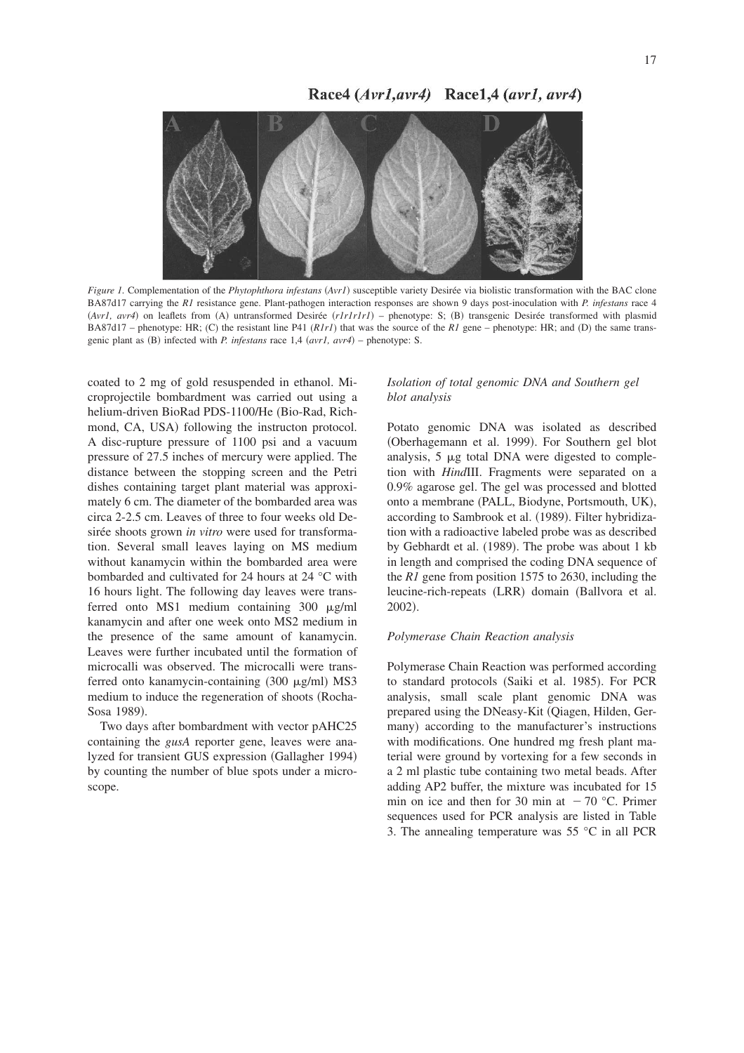Race4 (*Avr1,avr4*)   Race1,4 (*avr1, avr4*)

*Figure 1.* Complementation of the *Phytophthora infestans* (*Avr1*) susceptible variety Desirée via biolistic transformation with the BAC clone BA87d17 carrying the *R1* resistance gene. Plant-pathogen interaction responses are shown 9 days post-inoculation with *P. infestans* race 4 (*Avr1, avr4*) on leaflets from (A) untransformed Desirée (*r1r1r1r1*) – phenotype: S; (B) transgenic Desirée transformed with plasmid BA87d17 – phenotype: HR; (C) the resistant line P41 (*R1r1*) that was the source of the *R1* gene – phenotype: HR; and (D) the same transgenic plant as (B) infected with *P. infestans* race 1,4 (*avr1, avr4*) – phenotype: S.

coated to 2 mg of gold resuspended in ethanol. Microprojectile bombardment was carried out using a helium-driven BioRad PDS-1100/He (Bio-Rad, Richmond, CA, USA) following the instructon protocol. A disc-rupture pressure of 1100 psi and a vacuum pressure of 27.5 inches of mercury were applied. The distance between the stopping screen and the Petri dishes containing target plant material was approximately 6 cm. The diameter of the bombarded area was circa 2-2.5 cm. Leaves of three to four weeks old Desirée shoots grown *in vitro* were used for transformation. Several small leaves laying on MS medium without kanamycin within the bombarded area were bombarded and cultivated for 24 hours at 24 °C with 16 hours light. The following day leaves were transferred onto MS1 medium containing 300 μg/ml kanamycin and after one week onto MS2 medium in the presence of the same amount of kanamycin. Leaves were further incubated until the formation of microcalli was observed. The microcalli were transferred onto kanamycin-containing (300 μg/ml) MS3 medium to induce the regeneration of shoots (Rocha-Sosa 1989).

Two days after bombardment with vector pAHC25 containing the *gusA* reporter gene, leaves were analyzed for transient GUS expression (Gallagher 1994) by counting the number of blue spots under a microscope.

### *Isolation of total genomic DNA and Southern gel blot analysis*

Potato genomic DNA was isolated as described (Oberhagemann et al. 1999). For Southern gel blot analysis, 5 μg total DNA were digested to completion with *Hind*III. Fragments were separated on a 0.9% agarose gel. The gel was processed and blotted onto a membrane (PALL, Biodyne, Portsmouth, UK), according to Sambrook et al. (1989). Filter hybridization with a radioactive labeled probe was as described by Gebhardt et al. (1989). The probe was about 1 kb in length and comprised the coding DNA sequence of the *R1* gene from position 1575 to 2630, including the leucine-rich-repeats (LRR) domain (Ballvora et al. 2002).

### *Polymerase Chain Reaction analysis*

Polymerase Chain Reaction was performed according to standard protocols (Saiki et al. 1985). For PCR analysis, small scale plant genomic DNA was prepared using the DNeasy-Kit (Qiagen, Hilden, Germany) according to the manufacturer's instructions with modifications. One hundred mg fresh plant material were ground by vortexing for a few seconds in a 2 ml plastic tube containing two metal beads. After adding AP2 buffer, the mixture was incubated for 15 min on ice and then for 30 min at − 70 °C. Primer sequences used for PCR analysis are listed in Table 3. The annealing temperature was 55 °C in all PCR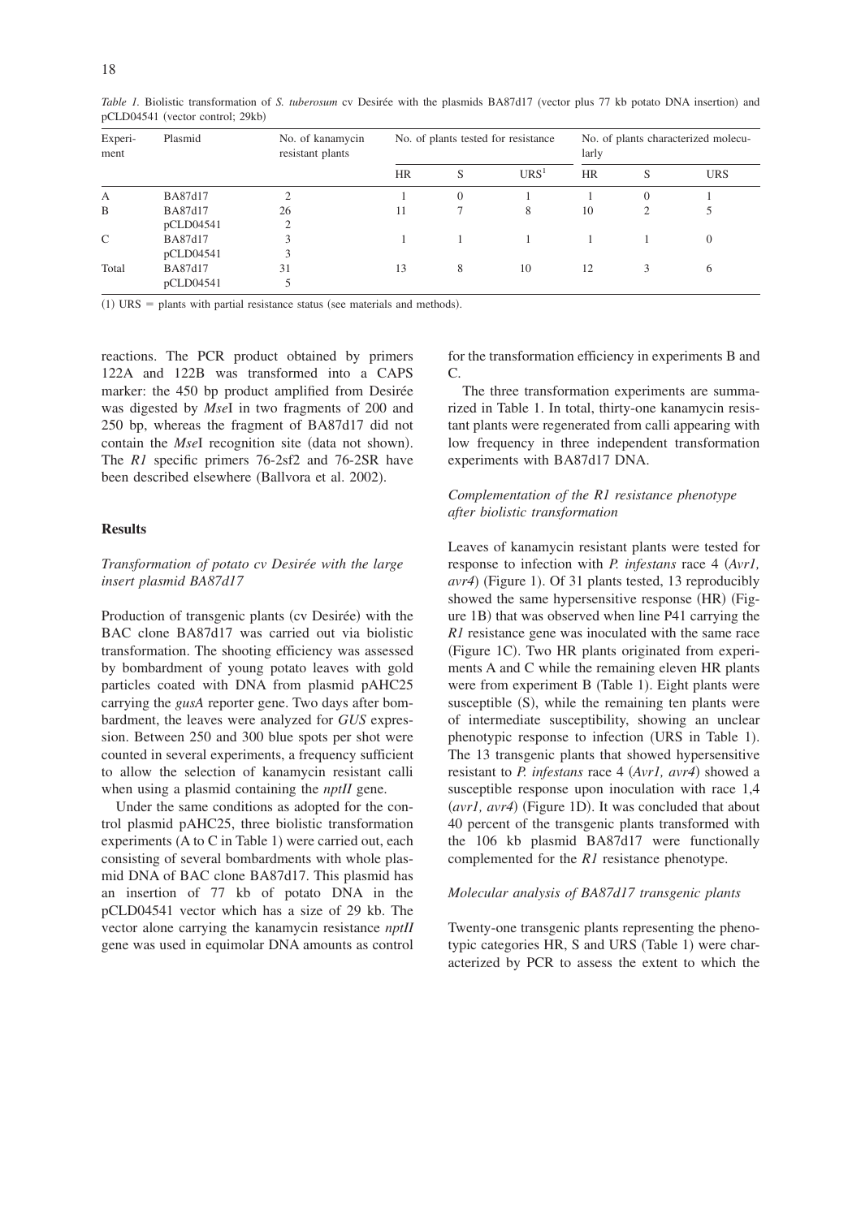*Table 1.* Biolistic transformation of *S. tuberosum* cv Desirée with the plasmids BA87d17 (vector plus 77 kb potato DNA insertion) and pCLD04541 (vector control; 29kb)

| Experiment | Plasmid | No. of kanamycin resistant plants | No. of plants tested for resistance | | | No. of plants characterized molecularly | | |
|---|---|---|---|---|---|---|---|---|
| | | | HR | S | URS[1] | HR | S | URS |
| A | BA87d17 | 2 | 1 | 0 | 1 | 1 | 0 | 1 |
| B | BA87d17 | 26 | 11 | 7 | 8 | 10 | 2 | 5 |
| | pCLD04541 | 2 | | | | | | |
| C | BA87d17 | 3 | 1 | 1 | 1 | 1 | 1 | 0 |
| | pCLD04541 | 3 | | | | | | |
| Total | BA87d17 | 31 | 13 | 8 | 10 | 12 | 3 | 6 |
| | pCLD04541 | 5 | | | | | | |

(1) URS = plants with partial resistance status (see materials and methods).

reactions. The PCR product obtained by primers 122A and 122B was transformed into a CAPS marker: the 450 bp product amplified from Desirée was digested by *Mse*I in two fragments of 200 and 250 bp, whereas the fragment of BA87d17 did not contain the *Mse*I recognition site (data not shown). The *R1* specific primers 76-2sf2 and 76-2SR have been described elsewhere (Ballvora et al. 2002).

## Results

### *Transformation of potato cv Desirée with the large insert plasmid BA87d17*

Production of transgenic plants (cv Desirée) with the BAC clone BA87d17 was carried out via biolistic transformation. The shooting efficiency was assessed by bombardment of young potato leaves with gold particles coated with DNA from plasmid pAHC25 carrying the *gusA* reporter gene. Two days after bombardment, the leaves were analyzed for *GUS* expression. Between 250 and 300 blue spots per shot were counted in several experiments, a frequency sufficient to allow the selection of kanamycin resistant calli when using a plasmid containing the *nptII* gene.

Under the same conditions as adopted for the control plasmid pAHC25, three biolistic transformation experiments (A to C in Table 1) were carried out, each consisting of several bombardments with whole plasmid DNA of BAC clone BA87d17. This plasmid has an insertion of 77 kb of potato DNA in the pCLD04541 vector which has a size of 29 kb. The vector alone carrying the kanamycin resistance *nptII* gene was used in equimolar DNA amounts as control for the transformation efficiency in experiments B and C.

The three transformation experiments are summarized in Table 1. In total, thirty-one kanamycin resistant plants were regenerated from calli appearing with low frequency in three independent transformation experiments with BA87d17 DNA.

### *Complementation of the R1 resistance phenotype after biolistic transformation*

Leaves of kanamycin resistant plants were tested for response to infection with *P. infestans* race 4 (*Avr1, avr4*) (Figure 1). Of 31 plants tested, 13 reproducibly showed the same hypersensitive response (HR) (Figure 1B) that was observed when line P41 carrying the *R1* resistance gene was inoculated with the same race (Figure 1C). Two HR plants originated from experiments A and C while the remaining eleven HR plants were from experiment B (Table 1). Eight plants were susceptible (S), while the remaining ten plants were of intermediate susceptibility, showing an unclear phenotypic response to infection (URS in Table 1). The 13 transgenic plants that showed hypersensitive resistant to *P. infestans* race 4 (*Avr1, avr4*) showed a susceptible response upon inoculation with race 1,4 (*avr1, avr4*) (Figure 1D). It was concluded that about 40 percent of the transgenic plants transformed with the 106 kb plasmid BA87d17 were functionally complemented for the *R1* resistance phenotype.

### *Molecular analysis of BA87d17 transgenic plants*

Twenty-one transgenic plants representing the phenotypic categories HR, S and URS (Table 1) were characterized by PCR to assess the extent to which the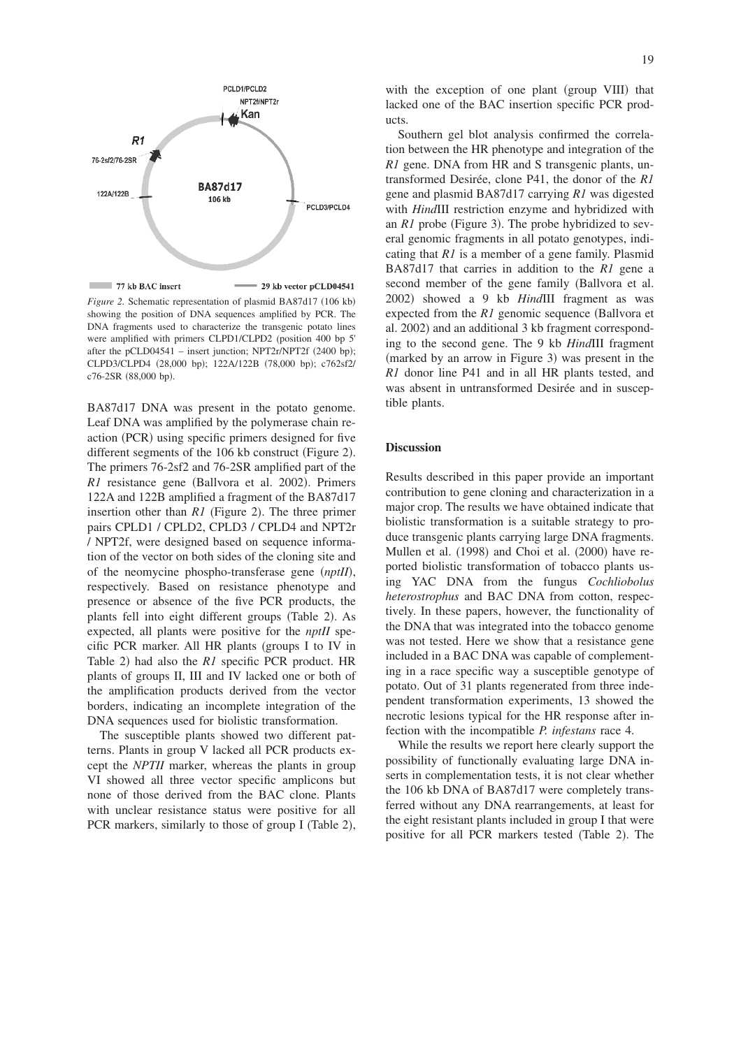*Figure 2.* Schematic representation of plasmid BA87d17 (106 kb) showing the position of DNA sequences amplified by PCR. The DNA fragments used to characterize the transgenic potato lines were amplified with primers CLPD1/CLPD2 (position 400 bp 5' after the pCLD04541 – insert junction; NPT2r/NPT2f (2400 bp); CLPD3/CLPD4 (28,000 bp); 122A/122B (78,000 bp); c762sf2/c76-2SR (88,000 bp).

BA87d17 DNA was present in the potato genome. Leaf DNA was amplified by the polymerase chain reaction (PCR) using specific primers designed for five different segments of the 106 kb construct (Figure 2). The primers 76-2sf2 and 76-2SR amplified part of the *R1* resistance gene (Ballvora et al. 2002). Primers 122A and 122B amplified a fragment of the BA87d17 insertion other than *R1* (Figure 2). The three primer pairs CPLD1 / CPLD2, CPLD3 / CPLD4 and NPT2r / NPT2f, were designed based on sequence information of the vector on both sides of the cloning site and of the neomycine phospho-transferase gene (*nptII*), respectively. Based on resistance phenotype and presence or absence of the five PCR products, the plants fell into eight different groups (Table 2). As expected, all plants were positive for the *nptII* specific PCR marker. All HR plants (groups I to IV in Table 2) had also the *R1* specific PCR product. HR plants of groups II, III and IV lacked one or both of the amplification products derived from the vector borders, indicating an incomplete integration of the DNA sequences used for biolistic transformation.

The susceptible plants showed two different patterns. Plants in group V lacked all PCR products except the *NPTII* marker, whereas the plants in group VI showed all three vector specific amplicons but none of those derived from the BAC clone. Plants with unclear resistance status were positive for all PCR markers, similarly to those of group I (Table 2), with the exception of one plant (group VIII) that lacked one of the BAC insertion specific PCR products.

Southern gel blot analysis confirmed the correlation between the HR phenotype and integration of the *R1* gene. DNA from HR and S transgenic plants, untransformed Desirée, clone P41, the donor of the *R1* gene and plasmid BA87d17 carrying *R1* was digested with *Hind*III restriction enzyme and hybridized with an *R1* probe (Figure 3). The probe hybridized to several genomic fragments in all potato genotypes, indicating that *R1* is a member of a gene family. Plasmid BA87d17 that carries in addition to the *R1* gene a second member of the gene family (Ballvora et al. 2002) showed a 9 kb *Hind*III fragment as was expected from the *R1* genomic sequence (Ballvora et al. 2002) and an additional 3 kb fragment corresponding to the second gene. The 9 kb *Hind*III fragment (marked by an arrow in Figure 3) was present in the *R1* donor line P41 and in all HR plants tested, and was absent in untransformed Desirée and in susceptible plants.

## Discussion

Results described in this paper provide an important contribution to gene cloning and characterization in a major crop. The results we have obtained indicate that biolistic transformation is a suitable strategy to produce transgenic plants carrying large DNA fragments. Mullen et al. (1998) and Choi et al. (2000) have reported biolistic transformation of tobacco plants using YAC DNA from the fungus *Cochliobolus heterostrophus* and BAC DNA from cotton, respectively. In these papers, however, the functionality of the DNA that was integrated into the tobacco genome was not tested. Here we show that a resistance gene included in a BAC DNA was capable of complementing in a race specific way a susceptible genotype of potato. Out of 31 plants regenerated from three independent transformation experiments, 13 showed the necrotic lesions typical for the HR response after infection with the incompatible *P. infestans* race 4.

While the results we report here clearly support the possibility of functionally evaluating large DNA inserts in complementation tests, it is not clear whether the 106 kb DNA of BA87d17 were completely transferred without any DNA rearrangements, at least for the eight resistant plants included in group I that were positive for all PCR markers tested (Table 2). The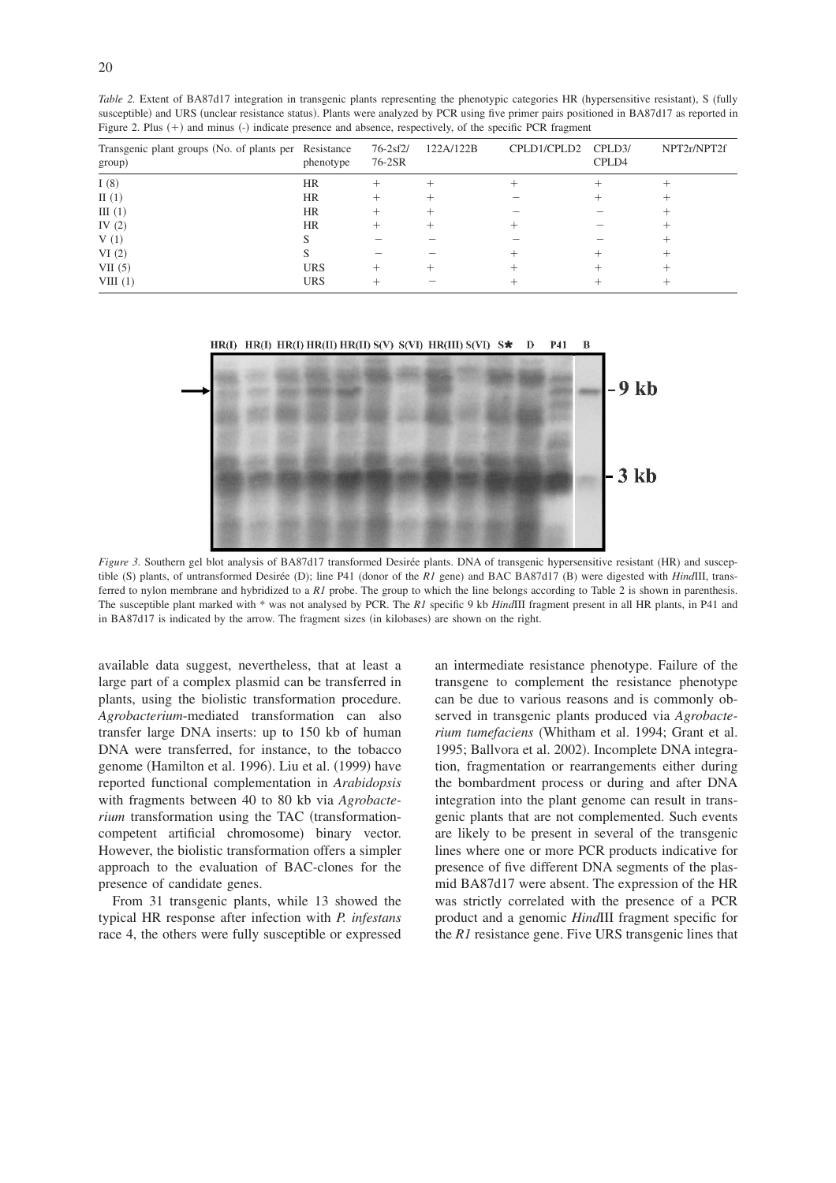*Table 2.* Extent of BA87d17 integration in transgenic plants representing the phenotypic categories HR (hypersensitive resistant), S (fully susceptible) and URS (unclear resistance status). Plants were analyzed by PCR using five primer pairs positioned in BA87d17 as reported in Figure 2. Plus (+) and minus (-) indicate presence and absence, respectively, of the specific PCR fragment

| Transgenic plant groups (No. of plants per group) | Resistance phenotype | 76-2sf2/ 76-2SR | 122A/122B | CPLD1/CPLD2 | CPLD3/ CPLD4 | NPT2r/NPT2f |
|---|---|---|---|---|---|---|
| I (8) | HR | + | + | + | + | + |
| II (1) | HR | + | + | − | + | + |
| III (1) | HR | + | + | − | − | + |
| IV (2) | HR | + | + | + | − | + |
| V (1) | S | − | − | − | − | + |
| VI (2) | S | − | − | + | + | + |
| VII (5) | URS | + | + | + | + | + |
| VIII (1) | URS | + | − | + | + | + |

*Figure 3.* Southern gel blot analysis of BA87d17 transformed Desirée plants. DNA of transgenic hypersensitive resistant (HR) and susceptible (S) plants, of untransformed Desirée (D); line P41 (donor of the *R1* gene) and BAC BA87d17 (B) were digested with *Hind*III, transferred to nylon membrane and hybridized to a *R1* probe. The group to which the line belongs according to Table 2 is shown in parenthesis. The susceptible plant marked with * was not analysed by PCR. The *R1* specific 9 kb *Hind*III fragment present in all HR plants, in P41 and in BA87d17 is indicated by the arrow. The fragment sizes (in kilobases) are shown on the right.

available data suggest, nevertheless, that at least a large part of a complex plasmid can be transferred in plants, using the biolistic transformation procedure. *Agrobacterium*-mediated transformation can also transfer large DNA inserts: up to 150 kb of human DNA were transferred, for instance, to the tobacco genome (Hamilton et al. 1996). Liu et al. (1999) have reported functional complementation in *Arabidopsis* with fragments between 40 to 80 kb via *Agrobacterium* transformation using the TAC (transformation-competent artificial chromosome) binary vector. However, the biolistic transformation offers a simpler approach to the evaluation of BAC-clones for the presence of candidate genes.

From 31 transgenic plants, while 13 showed the typical HR response after infection with *P. infestans* race 4, the others were fully susceptible or expressed an intermediate resistance phenotype. Failure of the transgene to complement the resistance phenotype can be due to various reasons and is commonly observed in transgenic plants produced via *Agrobacterium tumefaciens* (Whitham et al. 1994; Grant et al. 1995; Ballvora et al. 2002). Incomplete DNA integration, fragmentation or rearrangements either during the bombardment process or during and after DNA integration into the plant genome can result in transgenic plants that are not complemented. Such events are likely to be present in several of the transgenic lines where one or more PCR products indicative for presence of five different DNA segments of the plasmid BA87d17 were absent. The expression of the HR was strictly correlated with the presence of a PCR product and a genomic *Hind*III fragment specific for the *R1* resistance gene. Five URS transgenic lines that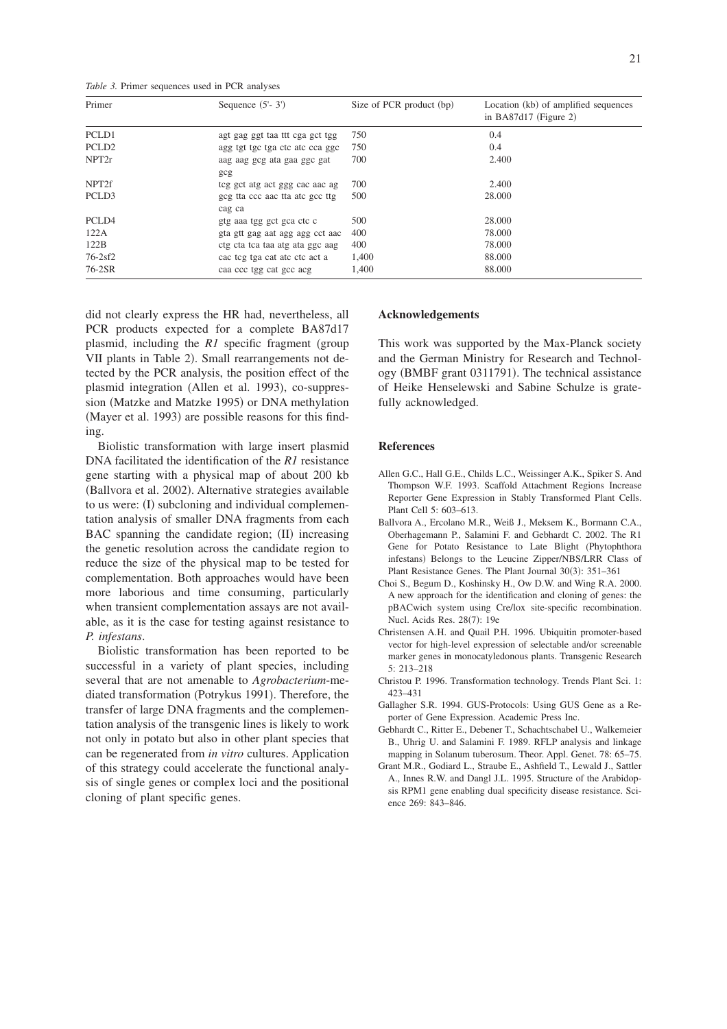*Table 3.* Primer sequences used in PCR analyses

| Primer | Sequence (5'- 3') | Size of PCR product (bp) | Location (kb) of amplified sequences in BA87d17 (Figure 2) |
|---|---|---|---|
| PCLD1 | agt gag ggt taa ttt cga gct tgg | 750 | 0.4 |
| PCLD2 | agg tgt tgc tga ctc atc cca ggc | 750 | 0.4 |
| NPT2r | aag aag gcg ata gaa ggc gat gcg | 700 | 2.400 |
| NPT2f | tcg gct atg act ggg cac aac ag | 700 | 2.400 |
| PCLD3 | gcg tta ccc aac tta atc gcc ttg cag ca | 500 | 28.000 |
| PCLD4 | gtg aaa tgg gct gca ctc c | 500 | 28.000 |
| 122A | gta gtt gag aat agg agg cct aac | 400 | 78.000 |
| 122B | ctg cta tca taa atg ata ggc aag | 400 | 78.000 |
| 76-2sf2 | cac tcg tga cat atc ctc act a | 1,400 | 88.000 |
| 76-2SR | caa ccc tgg cat gcc acg | 1,400 | 88.000 |

did not clearly express the HR had, nevertheless, all PCR products expected for a complete BA87d17 plasmid, including the *R1* specific fragment (group VII plants in Table 2). Small rearrangements not detected by the PCR analysis, the position effect of the plasmid integration (Allen et al. 1993), co-suppression (Matzke and Matzke 1995) or DNA methylation (Mayer et al. 1993) are possible reasons for this finding.

Biolistic transformation with large insert plasmid DNA facilitated the identification of the *R1* resistance gene starting with a physical map of about 200 kb (Ballvora et al. 2002). Alternative strategies available to us were: (I) subcloning and individual complementation analysis of smaller DNA fragments from each BAC spanning the candidate region; (II) increasing the genetic resolution across the candidate region to reduce the size of the physical map to be tested for complementation. Both approaches would have been more laborious and time consuming, particularly when transient complementation assays are not available, as it is the case for testing against resistance to *P. infestans*.

Biolistic transformation has been reported to be successful in a variety of plant species, including several that are not amenable to *Agrobacterium*-mediated transformation (Potrykus 1991). Therefore, the transfer of large DNA fragments and the complementation analysis of the transgenic lines is likely to work not only in potato but also in other plant species that can be regenerated from *in vitro* cultures. Application of this strategy could accelerate the functional analysis of single genes or complex loci and the positional cloning of plant specific genes.

## Acknowledgements

This work was supported by the Max-Planck society and the German Ministry for Research and Technology (BMBF grant 0311791). The technical assistance of Heike Henselewski and Sabine Schulze is gratefully acknowledged.

## References

Allen G.C., Hall G.E., Childs L.C., Weissinger A.K., Spiker S. And Thompson W.F. 1993. Scaffold Attachment Regions Increase Reporter Gene Expression in Stably Transformed Plant Cells. Plant Cell 5: 603–613.

Ballvora A., Ercolano M.R., Weiß J., Meksem K., Bormann C.A., Oberhagemann P., Salamini F. and Gebhardt C. 2002. The R1 Gene for Potato Resistance to Late Blight (Phytophthora infestans) Belongs to the Leucine Zipper/NBS/LRR Class of Plant Resistance Genes. The Plant Journal 30(3): 351–361

Choi S., Begum D., Koshinsky H., Ow D.W. and Wing R.A. 2000. A new approach for the identification and cloning of genes: the pBACwich system using Cre/lox site-specific recombination. Nucl. Acids Res. 28(7): 19e

Christensen A.H. and Quail P.H. 1996. Ubiquitin promoter-based vector for high-level expression of selectable and/or screenable marker genes in monocatyledonous plants. Transgenic Research 5: 213–218

Christou P. 1996. Transformation technology. Trends Plant Sci. 1: 423–431

Gallagher S.R. 1994. GUS-Protocols: Using GUS Gene as a Reporter of Gene Expression. Academic Press Inc.

Gebhardt C., Ritter E., Debener T., Schachtschabel U., Walkemeier B., Uhrig U. and Salamini F. 1989. RFLP analysis and linkage mapping in Solanum tuberosum. Theor. Appl. Genet. 78: 65–75.

Grant M.R., Godiard L., Straube E., Ashfield T., Lewald J., Sattler A., Innes R.W. and Dangl J.L. 1995. Structure of the Arabidopsis RPM1 gene enabling dual specificity disease resistance. Science 269: 843–846.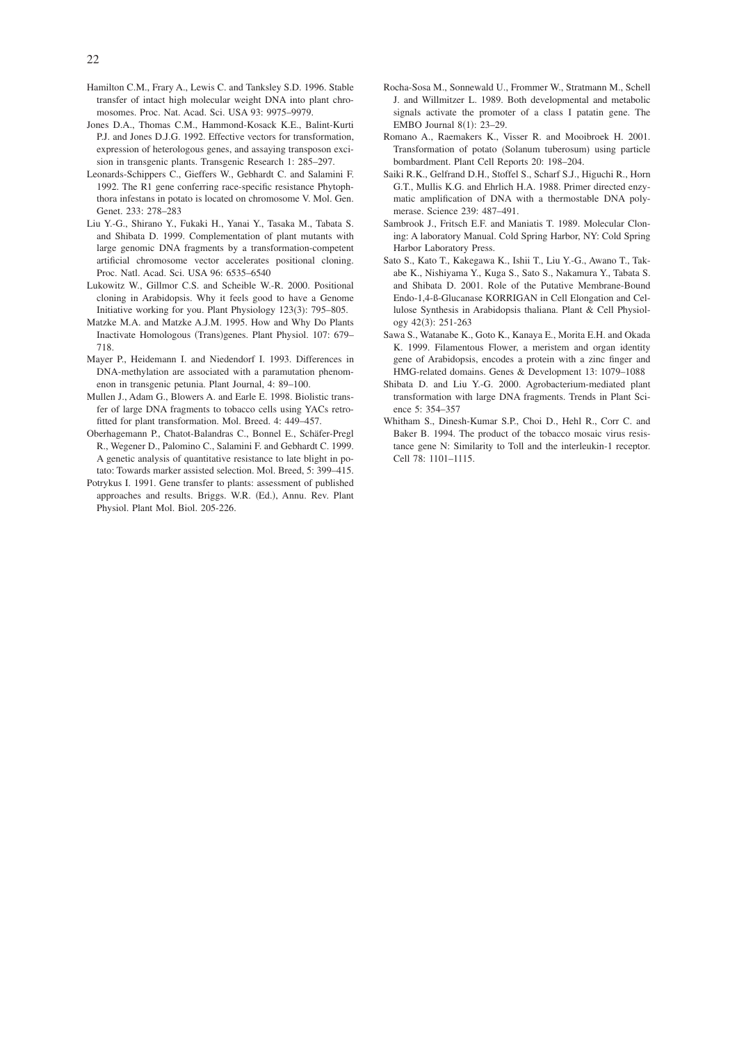Hamilton C.M., Frary A., Lewis C. and Tanksley S.D. 1996. Stable transfer of intact high molecular weight DNA into plant chromosomes. Proc. Nat. Acad. Sci. USA 93: 9975–9979.

Jones D.A., Thomas C.M., Hammond-Kosack K.E., Balint-Kurti P.J. and Jones D.J.G. 1992. Effective vectors for transformation, expression of heterologous genes, and assaying transposon excision in transgenic plants. Transgenic Research 1: 285–297.

Leonards-Schippers C., Gieffers W., Gebhardt C. and Salamini F. 1992. The R1 gene conferring race-specific resistance Phytophthora infestans in potato is located on chromosome V. Mol. Gen. Genet. 233: 278–283

Liu Y.-G., Shirano Y., Fukaki H., Yanai Y., Tasaka M., Tabata S. and Shibata D. 1999. Complementation of plant mutants with large genomic DNA fragments by a transformation-competent artificial chromosome vector accelerates positional cloning. Proc. Natl. Acad. Sci. USA 96: 6535–6540

Lukowitz W., Gillmor C.S. and Scheible W.-R. 2000. Positional cloning in Arabidopsis. Why it feels good to have a Genome Initiative working for you. Plant Physiology 123(3): 795–805.

Matzke M.A. and Matzke A.J.M. 1995. How and Why Do Plants Inactivate Homologous (Trans)genes. Plant Physiol. 107: 679–718.

Mayer P., Heidemann I. and Niedendorf I. 1993. Differences in DNA-methylation are associated with a paramutation phenomenon in transgenic petunia. Plant Journal, 4: 89–100.

Mullen J., Adam G., Blowers A. and Earle E. 1998. Biolistic transfer of large DNA fragments to tobacco cells using YACs retrofitted for plant transformation. Mol. Breed. 4: 449–457.

Oberhagemann P., Chatot-Balandras C., Bonnel E., Schäfer-Pregl R., Wegener D., Palomino C., Salamini F. and Gebhardt C. 1999. A genetic analysis of quantitative resistance to late blight in potato: Towards marker assisted selection. Mol. Breed, 5: 399–415.

Potrykus I. 1991. Gene transfer to plants: assessment of published approaches and results. Briggs. W.R. (Ed.), Annu. Rev. Plant Physiol. Plant Mol. Biol. 205-226.

Rocha-Sosa M., Sonnewald U., Frommer W., Stratmann M., Schell J. and Willmitzer L. 1989. Both developmental and metabolic signals activate the promoter of a class I patatin gene. The EMBO Journal 8(1): 23–29.

Romano A., Raemakers K., Visser R. and Mooibroek H. 2001. Transformation of potato (Solanum tuberosum) using particle bombardment. Plant Cell Reports 20: 198–204.

Saiki R.K., Gelfrand D.H., Stoffel S., Scharf S.J., Higuchi R., Horn G.T., Mullis K.G. and Ehrlich H.A. 1988. Primer directed enzymatic amplification of DNA with a thermostable DNA polymerase. Science 239: 487–491.

Sambrook J., Fritsch E.F. and Maniatis T. 1989. Molecular Cloning: A laboratory Manual. Cold Spring Harbor, NY: Cold Spring Harbor Laboratory Press.

Sato S., Kato T., Kakegawa K., Ishii T., Liu Y.-G., Awano T., Takabe K., Nishiyama Y., Kuga S., Sato S., Nakamura Y., Tabata S. and Shibata D. 2001. Role of the Putative Membrane-Bound Endo-1,4-ß-Glucanase KORRIGAN in Cell Elongation and Cellulose Synthesis in Arabidopsis thaliana. Plant & Cell Physiology 42(3): 251-263

Sawa S., Watanabe K., Goto K., Kanaya E., Morita E.H. and Okada K. 1999. Filamentous Flower, a meristem and organ identity gene of Arabidopsis, encodes a protein with a zinc finger and HMG-related domains. Genes & Development 13: 1079–1088

Shibata D. and Liu Y.-G. 2000. Agrobacterium-mediated plant transformation with large DNA fragments. Trends in Plant Science 5: 354–357

Whitham S., Dinesh-Kumar S.P., Choi D., Hehl R., Corr C. and Baker B. 1994. The product of the tobacco mosaic virus resistance gene N: Similarity to Toll and the interleukin-1 receptor. Cell 78: 1101–1115.